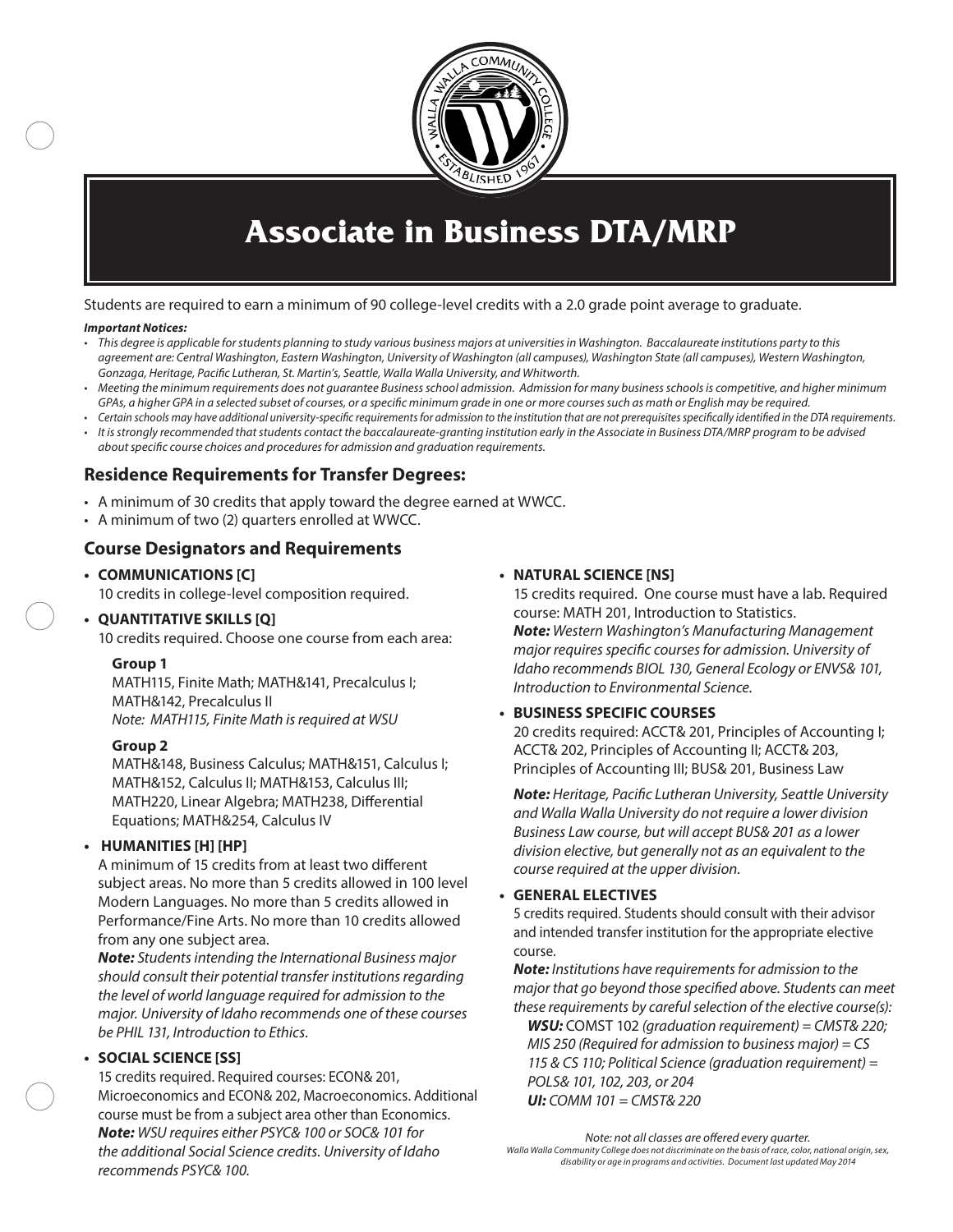# Associate in Business DTA/MRP

Students are required to earn a minimum of 90 college-level credits with a 2.0 grade point average to graduate.

***Important Notices:***

- *This degree is applicable for students planning to study various business majors at universities in Washington. Baccalaureate institutions party to this agreement are: Central Washington, Eastern Washington, University of Washington (all campuses), Washington State (all campuses), Western Washington, Gonzaga, Heritage, Pacific Lutheran, St. Martin's, Seattle, Walla Walla University, and Whitworth.*
- *Meeting the minimum requirements does not guarantee Business school admission. Admission for many business schools is competitive, and higher minimum GPAs, a higher GPA in a selected subset of courses, or a specific minimum grade in one or more courses such as math or English may be required.*
- *Certain schools may have additional university-specific requirements for admission to the institution that are not prerequisites specifically identified in the DTA requirements.*
- *It is strongly recommended that students contact the baccalaureate-granting institution early in the Associate in Business DTA/MRP program to be advised about specific course choices and procedures for admission and graduation requirements.*

## Residence Requirements for Transfer Degrees:

- A minimum of 30 credits that apply toward the degree earned at WWCC.
- A minimum of two (2) quarters enrolled at WWCC.

## Course Designators and Requirements

- **COMMUNICATIONS [C]**
  10 credits in college-level composition required.

- **QUANTITATIVE SKILLS [Q]**
  10 credits required. Choose one course from each area:

  **Group 1**
  MATH115, Finite Math; MATH&141, Precalculus I; MATH&142, Precalculus II
  *Note: MATH115, Finite Math is required at WSU*

  **Group 2**
  MATH&148, Business Calculus; MATH&151, Calculus I; MATH&152, Calculus II; MATH&153, Calculus III; MATH220, Linear Algebra; MATH238, Differential Equations; MATH&254, Calculus IV

- **HUMANITIES [H] [HP]**
  A minimum of 15 credits from at least two different subject areas. No more than 5 credits allowed in 100 level Modern Languages. No more than 5 credits allowed in Performance/Fine Arts. No more than 10 credits allowed from any one subject area.
  ***Note:*** *Students intending the International Business major should consult their potential transfer institutions regarding the level of world language required for admission to the major. University of Idaho recommends one of these courses be PHIL 131, Introduction to Ethics.*

- **SOCIAL SCIENCE [SS]**
  15 credits required. Required courses: ECON& 201, Microeconomics and ECON& 202, Macroeconomics. Additional course must be from a subject area other than Economics.
  ***Note:*** *WSU requires either PSYC& 100 or SOC& 101 for the additional Social Science credits. University of Idaho recommends PSYC& 100.*

- **NATURAL SCIENCE [NS]**
  15 credits required. One course must have a lab. Required course: MATH 201, Introduction to Statistics.
  ***Note:*** *Western Washington's Manufacturing Management major requires specific courses for admission. University of Idaho recommends BIOL 130, General Ecology or ENVS& 101, Introduction to Environmental Science.*

- **BUSINESS SPECIFIC COURSES**
  20 credits required: ACCT& 201, Principles of Accounting I; ACCT& 202, Principles of Accounting II; ACCT& 203, Principles of Accounting III; BUS& 201, Business Law

  ***Note:*** *Heritage, Pacific Lutheran University, Seattle University and Walla Walla University do not require a lower division Business Law course, but will accept BUS& 201 as a lower division elective, but generally not as an equivalent to the course required at the upper division.*

- **GENERAL ELECTIVES**
  5 credits required. Students should consult with their advisor and intended transfer institution for the appropriate elective course.
  ***Note:*** *Institutions have requirements for admission to the major that go beyond those specified above. Students can meet these requirements by careful selection of the elective course(s):*
  ***WSU:*** COMST 102 *(graduation requirement) = CMST& 220; MIS 250 (Required for admission to business major) = CS 115 & CS 110; Political Science (graduation requirement) = POLS& 101, 102, 203, or 204*
  ***UI:*** *COMM 101 = CMST& 220*

*Note: not all classes are offered every quarter.*

*Walla Walla Community College does not discriminate on the basis of race, color, national origin, sex, disability or age in programs and activities. Document last updated May 2014*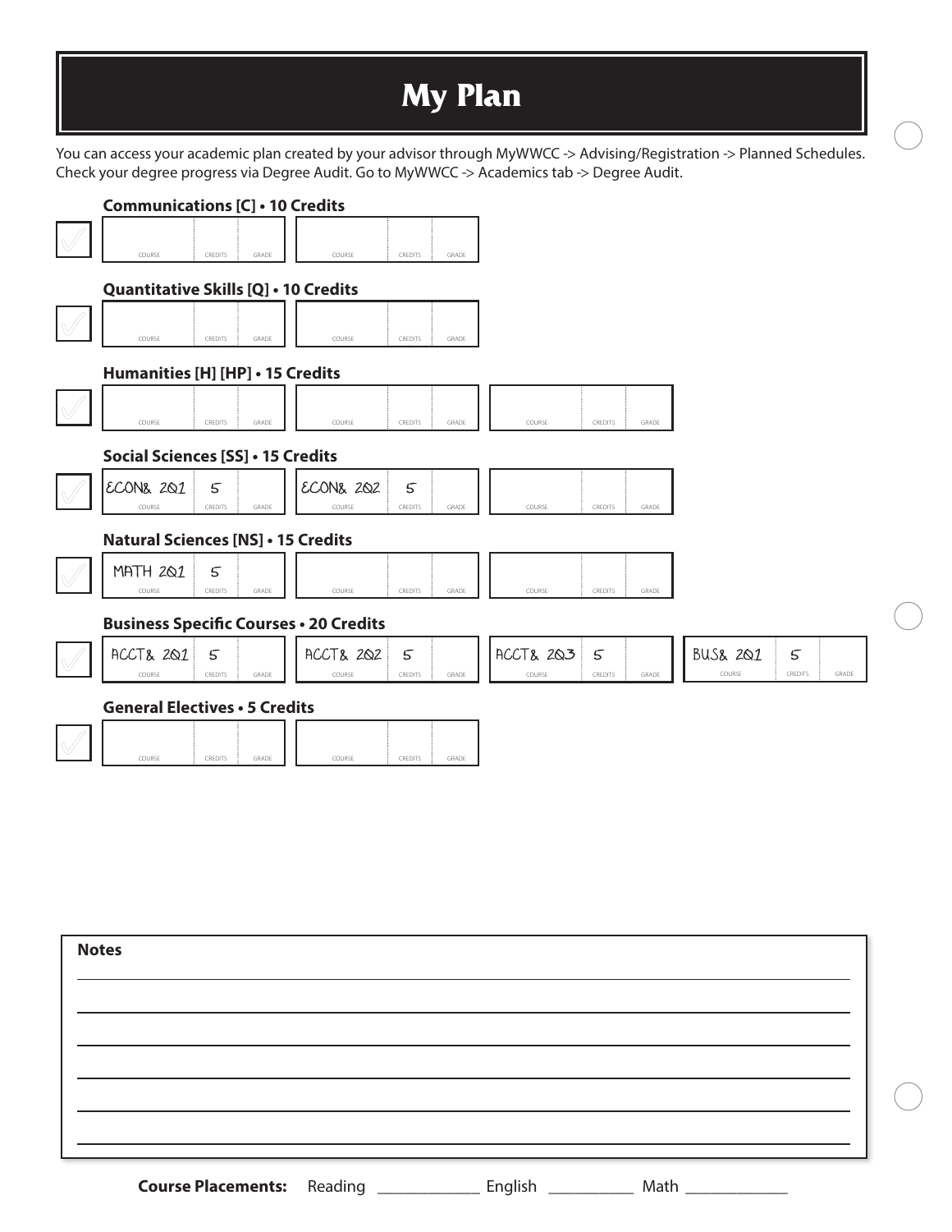# My Plan

You can access your academic plan created by your advisor through MyWWCC -> Advising/Registration -> Planned Schedules. Check your degree progress via Degree Audit. Go to MyWWCC -> Academics tab -> Degree Audit.

### Communications [C] • 10 Credits

| COURSE | CREDITS | GRADE |
| --- | --- | --- |
| | | |
| | | |

### Quantitative Skills [Q] • 10 Credits

| COURSE | CREDITS | GRADE |
| --- | --- | --- |
| | | |
| | | |

### Humanities [H] [HP] • 15 Credits

| COURSE | CREDITS | GRADE |
| --- | --- | --- |
| | | |
| | | |
| | | |

### Social Sciences [SS] • 15 Credits

| COURSE | CREDITS | GRADE |
| --- | --- | --- |
| ECON& 201 | 5 | |
| ECON& 202 | 5 | |
| | | |

### Natural Sciences [NS] • 15 Credits

| COURSE | CREDITS | GRADE |
| --- | --- | --- |
| MATH 201 | 5 | |
| | | |
| | | |

### Business Specific Courses • 20 Credits

| COURSE | CREDITS | GRADE |
| --- | --- | --- |
| ACCT& 201 | 5 | |
| ACCT& 202 | 5 | |
| ACCT& 203 | 5 | |
| BUS& 201 | 5 | |

### General Electives • 5 Credits

| COURSE | CREDITS | GRADE |
| --- | --- | --- |
| | | |
| | | |

**Notes**

**Course Placements:** Reading ____________ English __________ Math ____________